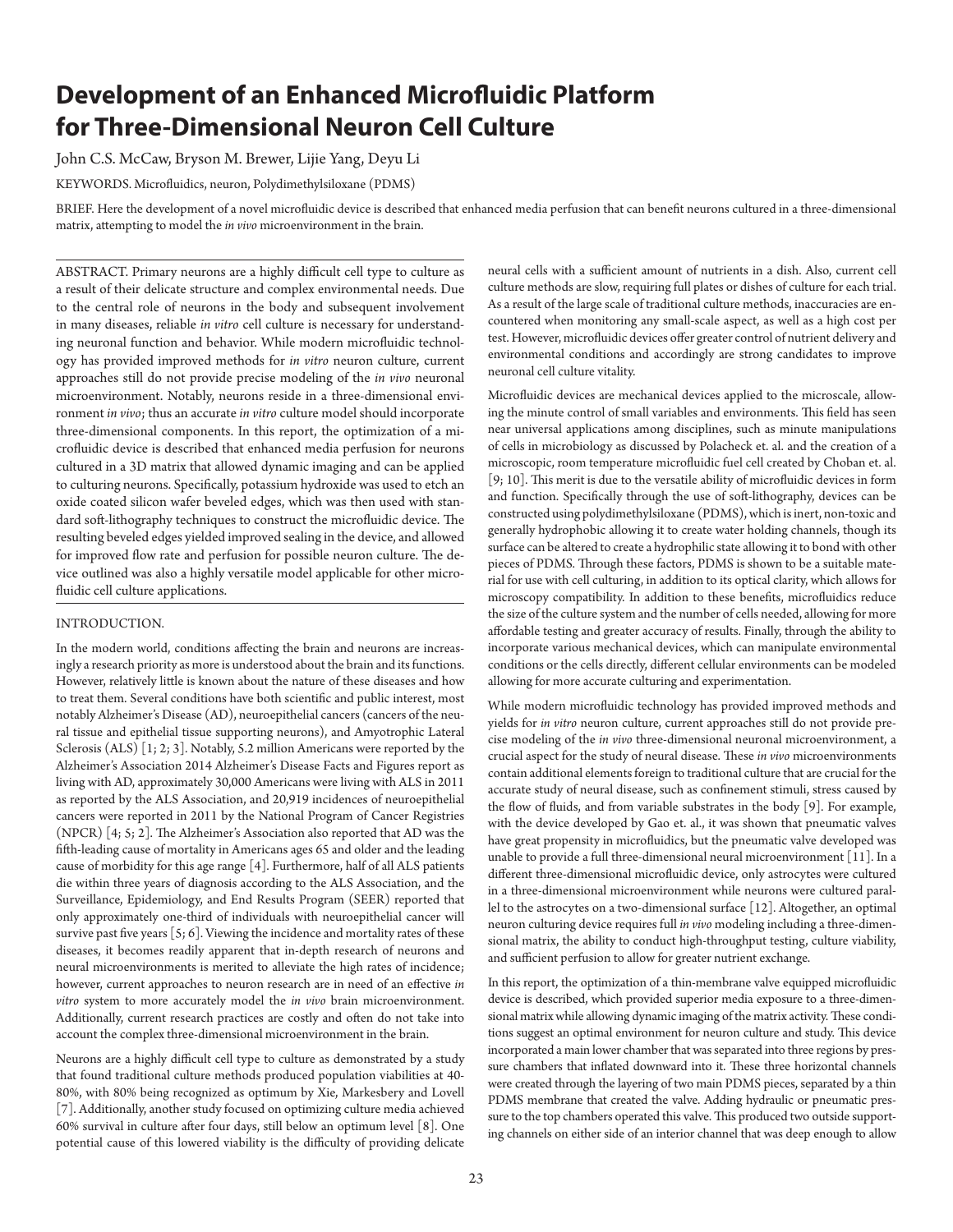# Development of an Enhanced Microfluidic Platform for Three-Dimensional Neuron Cell Culture

John C.S. McCaw, Bryson M. Brewer, Lijie Yang, Deyu Li

KEYWORDS. Microfluidics, neuron, Polydimethylsiloxane (PDMS)

BRIEF. Here the development of a novel microfluidic device is described that enhanced media perfusion that can benefit neurons cultured in a three-dimensional matrix, attempting to model the *in vivo* microenvironment in the brain.

ABSTRACT. Primary neurons are a highly difficult cell type to culture as a result of their delicate structure and complex environmental needs. Due to the central role of neurons in the body and subsequent involvement in many diseases, reliable *in vitro* cell culture is necessary for understanding neuronal function and behavior. While modern microfluidic technology has provided improved methods for *in vitro* neuron culture, current approaches still do not provide precise modeling of the *in vivo* neuronal microenvironment. Notably, neurons reside in a three-dimensional environment *in vivo*; thus an accurate *in vitro* culture model should incorporate three-dimensional components. In this report, the optimization of a microfluidic device is described that enhanced media perfusion for neurons cultured in a 3D matrix that allowed dynamic imaging and can be applied to culturing neurons. Specifically, potassium hydroxide was used to etch an oxide coated silicon wafer beveled edges, which was then used with standard soft-lithography techniques to construct the microfluidic device. The resulting beveled edges yielded improved sealing in the device, and allowed for improved flow rate and perfusion for possible neuron culture. The device outlined was also a highly versatile model applicable for other microfluidic cell culture applications.

## INTRODUCTION.

In the modern world, conditions affecting the brain and neurons are increasingly a research priority as more is understood about the brain and its functions. However, relatively little is known about the nature of these diseases and how to treat them. Several conditions have both scientific and public interest, most notably Alzheimer's Disease (AD), neuroepithelial cancers (cancers of the neural tissue and epithelial tissue supporting neurons), and Amyotrophic Lateral Sclerosis (ALS) [1; 2; 3]. Notably, 5.2 million Americans were reported by the Alzheimer's Association 2014 Alzheimer's Disease Facts and Figures report as living with AD, approximately 30,000 Americans were living with ALS in 2011 as reported by the ALS Association, and 20,919 incidences of neuroepithelial cancers were reported in 2011 by the National Program of Cancer Registries (NPCR) [4; 5; 2]. The Alzheimer's Association also reported that AD was the fifth-leading cause of mortality in Americans ages 65 and older and the leading cause of morbidity for this age range [4]. Furthermore, half of all ALS patients die within three years of diagnosis according to the ALS Association, and the Surveillance, Epidemiology, and End Results Program (SEER) reported that only approximately one-third of individuals with neuroepithelial cancer will survive past five years [5; 6]. Viewing the incidence and mortality rates of these diseases, it becomes readily apparent that in-depth research of neurons and neural microenvironments is merited to alleviate the high rates of incidence; however, current approaches to neuron research are in need of an effective *in vitro* system to more accurately model the *in vivo* brain microenvironment. Additionally, current research practices are costly and often do not take into account the complex three-dimensional microenvironment in the brain.

Neurons are a highly difficult cell type to culture as demonstrated by a study that found traditional culture methods produced population viabilities at 40-80%, with 80% being recognized as optimum by Xie, Markesbery and Lovell [7]. Additionally, another study focused on optimizing culture media achieved 60% survival in culture after four days, still below an optimum level [8]. One potential cause of this lowered viability is the difficulty of providing delicate neural cells with a sufficient amount of nutrients in a dish. Also, current cell culture methods are slow, requiring full plates or dishes of culture for each trial. As a result of the large scale of traditional culture methods, inaccuracies are encountered when monitoring any small-scale aspect, as well as a high cost per test. However, microfluidic devices offer greater control of nutrient delivery and environmental conditions and accordingly are strong candidates to improve neuronal cell culture vitality.

Microfluidic devices are mechanical devices applied to the microscale, allowing the minute control of small variables and environments. This field has seen near universal applications among disciplines, such as minute manipulations of cells in microbiology as discussed by Polacheck et. al. and the creation of a microscopic, room temperature microfluidic fuel cell created by Choban et. al. [9; 10]. This merit is due to the versatile ability of microfluidic devices in form and function. Specifically through the use of soft-lithography, devices can be constructed using polydimethylsiloxane (PDMS), which is inert, non-toxic and generally hydrophobic allowing it to create water holding channels, though its surface can be altered to create a hydrophilic state allowing it to bond with other pieces of PDMS. Through these factors, PDMS is shown to be a suitable material for use with cell culturing, in addition to its optical clarity, which allows for microscopy compatibility. In addition to these benefits, microfluidics reduce the size of the culture system and the number of cells needed, allowing for more affordable testing and greater accuracy of results. Finally, through the ability to incorporate various mechanical devices, which can manipulate environmental conditions or the cells directly, different cellular environments can be modeled allowing for more accurate culturing and experimentation.

While modern microfluidic technology has provided improved methods and yields for *in vitro* neuron culture, current approaches still do not provide precise modeling of the *in vivo* three-dimensional neuronal microenvironment, a crucial aspect for the study of neural disease. These *in vivo* microenvironments contain additional elements foreign to traditional culture that are crucial for the accurate study of neural disease, such as confinement stimuli, stress caused by the flow of fluids, and from variable substrates in the body [9]. For example, with the device developed by Gao et. al., it was shown that pneumatic valves have great propensity in microfluidics, but the pneumatic valve developed was unable to provide a full three-dimensional neural microenvironment [11]. In a different three-dimensional microfluidic device, only astrocytes were cultured in a three-dimensional microenvironment while neurons were cultured parallel to the astrocytes on a two-dimensional surface [12]. Altogether, an optimal neuron culturing device requires full *in vivo* modeling including a three-dimensional matrix, the ability to conduct high-throughput testing, culture viability, and sufficient perfusion to allow for greater nutrient exchange.

In this report, the optimization of a thin-membrane valve equipped microfluidic device is described, which provided superior media exposure to a three-dimensional matrix while allowing dynamic imaging of the matrix activity. These conditions suggest an optimal environment for neuron culture and study. This device incorporated a main lower chamber that was separated into three regions by pressure chambers that inflated downward into it. These three horizontal channels were created through the layering of two main PDMS pieces, separated by a thin PDMS membrane that created the valve. Adding hydraulic or pneumatic pressure to the top chambers operated this valve. This produced two outside supporting channels on either side of an interior channel that was deep enough to allow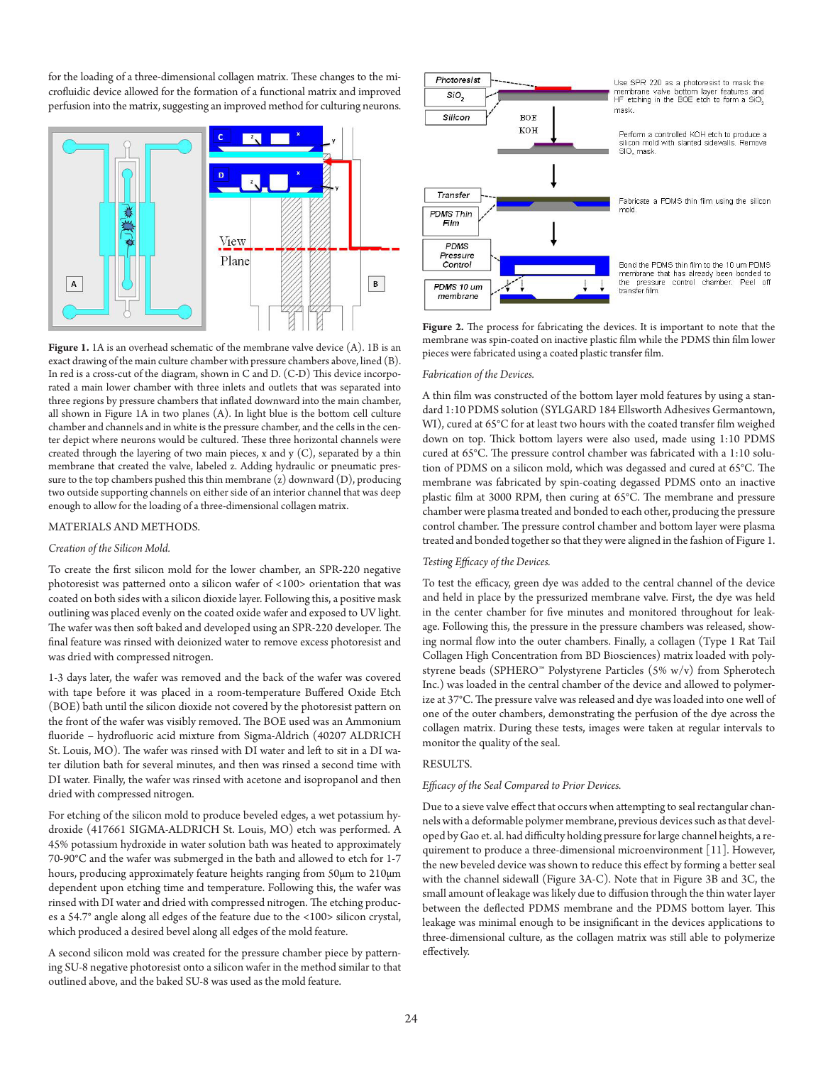for the loading of a three-dimensional collagen matrix. These changes to the microfluidic device allowed for the formation of a functional matrix and improved perfusion into the matrix, suggesting an improved method for culturing neurons.

**Figure 1.** 1A is an overhead schematic of the membrane valve device (A). 1B is an exact drawing of the main culture chamber with pressure chambers above, lined (B). In red is a cross-cut of the diagram, shown in C and D. (C-D) This device incorporated a main lower chamber with three inlets and outlets that was separated into three regions by pressure chambers that inflated downward into the main chamber, all shown in Figure 1A in two planes (A). In light blue is the bottom cell culture chamber and channels and in white is the pressure chamber, and the cells in the center depict where neurons would be cultured. These three horizontal channels were created through the layering of two main pieces, x and y (C), separated by a thin membrane that created the valve, labeled z. Adding hydraulic or pneumatic pressure to the top chambers pushed this thin membrane (z) downward (D), producing two outside supporting channels on either side of an interior channel that was deep enough to allow for the loading of a three-dimensional collagen matrix.

## MATERIALS AND METHODS.

### *Creation of the Silicon Mold.*

To create the first silicon mold for the lower chamber, an SPR-220 negative photoresist was patterned onto a silicon wafer of <100> orientation that was coated on both sides with a silicon dioxide layer. Following this, a positive mask outlining was placed evenly on the coated oxide wafer and exposed to UV light. The wafer was then soft baked and developed using an SPR-220 developer. The final feature was rinsed with deionized water to remove excess photoresist and was dried with compressed nitrogen.

1-3 days later, the wafer was removed and the back of the wafer was covered with tape before it was placed in a room-temperature Buffered Oxide Etch (BOE) bath until the silicon dioxide not covered by the photoresist pattern on the front of the wafer was visibly removed. The BOE used was an Ammonium fluoride – hydrofluoric acid mixture from Sigma-Aldrich (40207 ALDRICH St. Louis, MO). The wafer was rinsed with DI water and left to sit in a DI water dilution bath for several minutes, and then was rinsed a second time with DI water. Finally, the wafer was rinsed with acetone and isopropanol and then dried with compressed nitrogen.

For etching of the silicon mold to produce beveled edges, a wet potassium hydroxide (417661 SIGMA-ALDRICH St. Louis, MO) etch was performed. A 45% potassium hydroxide in water solution bath was heated to approximately 70-90°C and the wafer was submerged in the bath and allowed to etch for 1-7 hours, producing approximately feature heights ranging from 50μm to 210μm dependent upon etching time and temperature. Following this, the wafer was rinsed with DI water and dried with compressed nitrogen. The etching produces a 54.7° angle along all edges of the feature due to the <100> silicon crystal, which produced a desired bevel along all edges of the mold feature.

A second silicon mold was created for the pressure chamber piece by patterning SU-8 negative photoresist onto a silicon wafer in the method similar to that outlined above, and the baked SU-8 was used as the mold feature.

**Figure 2.** The process for fabricating the devices. It is important to note that the membrane was spin-coated on inactive plastic film while the PDMS thin film lower pieces were fabricated using a coated plastic transfer film.

### *Fabrication of the Devices.*

A thin film was constructed of the bottom layer mold features by using a standard 1:10 PDMS solution (SYLGARD 184 Ellsworth Adhesives Germantown, WI), cured at 65°C for at least two hours with the coated transfer film weighed down on top. Thick bottom layers were also used, made using 1:10 PDMS cured at 65°C. The pressure control chamber was fabricated with a 1:10 solution of PDMS on a silicon mold, which was degassed and cured at 65°C. The membrane was fabricated by spin-coating degassed PDMS onto an inactive plastic film at 3000 RPM, then curing at 65°C. The membrane and pressure chamber were plasma treated and bonded to each other, producing the pressure control chamber. The pressure control chamber and bottom layer were plasma treated and bonded together so that they were aligned in the fashion of Figure 1.

### *Testing Efficacy of the Devices.*

To test the efficacy, green dye was added to the central channel of the device and held in place by the pressurized membrane valve. First, the dye was held in the center chamber for five minutes and monitored throughout for leakage. Following this, the pressure in the pressure chambers was released, showing normal flow into the outer chambers. Finally, a collagen (Type 1 Rat Tail Collagen High Concentration from BD Biosciences) matrix loaded with polystyrene beads (SPHERO™ Polystyrene Particles (5% w/v) from Spherotech Inc.) was loaded in the central chamber of the device and allowed to polymerize at 37°C. The pressure valve was released and dye was loaded into one well of one of the outer chambers, demonstrating the perfusion of the dye across the collagen matrix. During these tests, images were taken at regular intervals to monitor the quality of the seal.

## RESULTS.

### *Efficacy of the Seal Compared to Prior Devices.*

Due to a sieve valve effect that occurs when attempting to seal rectangular channels with a deformable polymer membrane, previous devices such as that developed by Gao et. al. had difficulty holding pressure for large channel heights, a requirement to produce a three-dimensional microenvironment [11]. However, the new beveled device was shown to reduce this effect by forming a better seal with the channel sidewall (Figure 3A-C). Note that in Figure 3B and 3C, the small amount of leakage was likely due to diffusion through the thin water layer between the deflected PDMS membrane and the PDMS bottom layer. This leakage was minimal enough to be insignificant in the devices applications to three-dimensional culture, as the collagen matrix was still able to polymerize effectively.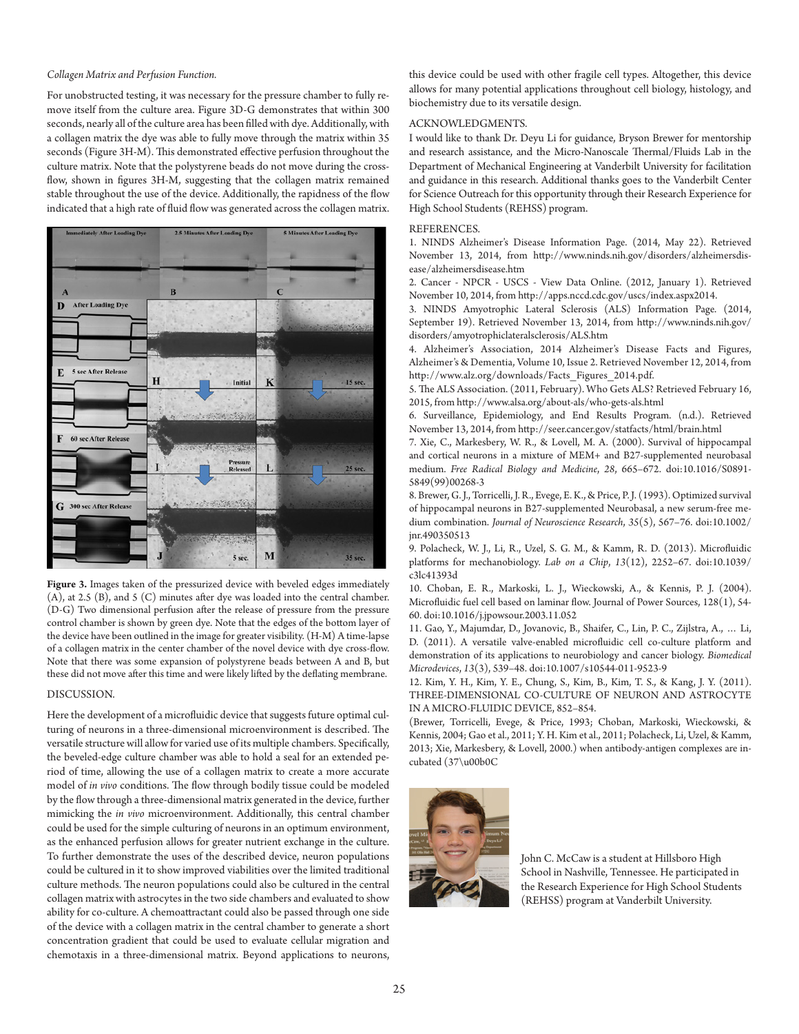*Collagen Matrix and Perfusion Function.*

For unobstructed testing, it was necessary for the pressure chamber to fully remove itself from the culture area. Figure 3D-G demonstrates that within 300 seconds, nearly all of the culture area has been filled with dye. Additionally, with a collagen matrix the dye was able to fully move through the matrix within 35 seconds (Figure 3H-M). This demonstrated effective perfusion throughout the culture matrix. Note that the polystyrene beads do not move during the cross-flow, shown in figures 3H-M, suggesting that the collagen matrix remained stable throughout the use of the device. Additionally, the rapidness of the flow indicated that a high rate of fluid flow was generated across the collagen matrix.

Immediately After Loading Dye
2.5 Minutes After Loading Dye
5 Minutes After Loading Dye
A
B
C
D After Loading Dye
E 5 sec After Release
F 60 sec After Release
G 300 sec After Release
H Initial
I Pressure Released
J 5 sec.
K 15 sec.
L 25 sec.
M 35 sec.

**Figure 3.** Images taken of the pressurized device with beveled edges immediately (A), at 2.5 (B), and 5 (C) minutes after dye was loaded into the central chamber. (D-G) Two dimensional perfusion after the release of pressure from the pressure control chamber is shown by green dye. Note that the edges of the bottom layer of the device have been outlined in the image for greater visibility. (H-M) A time-lapse of a collagen matrix in the center chamber of the novel device with dye cross-flow. Note that there was some expansion of polystyrene beads between A and B, but these did not move after this time and were likely lifted by the deflating membrane.

## DISCUSSION.

Here the development of a microfluidic device that suggests future optimal culturing of neurons in a three-dimensional microenvironment is described. The versatile structure will allow for varied use of its multiple chambers. Specifically, the beveled-edge culture chamber was able to hold a seal for an extended period of time, allowing the use of a collagen matrix to create a more accurate model of *in vivo* conditions. The flow through bodily tissue could be modeled by the flow through a three-dimensional matrix generated in the device, further mimicking the *in vivo* microenvironment. Additionally, this central chamber could be used for the simple culturing of neurons in an optimum environment, as the enhanced perfusion allows for greater nutrient exchange in the culture. To further demonstrate the uses of the described device, neuron populations could be cultured in it to show improved viabilities over the limited traditional culture methods. The neuron populations could also be cultured in the central collagen matrix with astrocytes in the two side chambers and evaluated to show ability for co-culture. A chemoattractant could also be passed through one side of the device with a collagen matrix in the central chamber to generate a short concentration gradient that could be used to evaluate cellular migration and chemotaxis in a three-dimensional matrix. Beyond applications to neurons, this device could be used with other fragile cell types. Altogether, this device allows for many potential applications throughout cell biology, histology, and biochemistry due to its versatile design.

## ACKNOWLEDGMENTS.

I would like to thank Dr. Deyu Li for guidance, Bryson Brewer for mentorship and research assistance, and the Micro-Nanoscale Thermal/Fluids Lab in the Department of Mechanical Engineering at Vanderbilt University for facilitation and guidance in this research. Additional thanks goes to the Vanderbilt Center for Science Outreach for this opportunity through their Research Experience for High School Students (REHSS) program.

## REFERENCES.

1. NINDS Alzheimer's Disease Information Page. (2014, May 22). Retrieved November 13, 2014, from http://www.ninds.nih.gov/disorders/alzheimersdisease/alzheimersdisease.htm
2. Cancer - NPCR - USCS - View Data Online. (2012, January 1). Retrieved November 10, 2014, from http://apps.nccd.cdc.gov/uscs/index.aspx2014.
3. NINDS Amyotrophic Lateral Sclerosis (ALS) Information Page. (2014, September 19). Retrieved November 13, 2014, from http://www.ninds.nih.gov/disorders/amyotrophiclateralsclerosis/ALS.htm
4. Alzheimer's Association, 2014 Alzheimer's Disease Facts and Figures, Alzheimer's & Dementia, Volume 10, Issue 2. Retrieved November 12, 2014, from http://www.alz.org/downloads/Facts_Figures_2014.pdf.
5. The ALS Association. (2011, February). Who Gets ALS? Retrieved February 16, 2015, from http://www.alsa.org/about-als/who-gets-als.html
6. Surveillance, Epidemiology, and End Results Program. (n.d.). Retrieved November 13, 2014, from http://seer.cancer.gov/statfacts/html/brain.html
7. Xie, C., Markesbery, W. R., & Lovell, M. A. (2000). Survival of hippocampal and cortical neurons in a mixture of MEM+ and B27-supplemented neurobasal medium. *Free Radical Biology and Medicine*, *28*, 665–672. doi:10.1016/S0891-5849(99)00268-3
8. Brewer, G. J., Torricelli, J. R., Evege, E. K., & Price, P. J. (1993). Optimized survival of hippocampal neurons in B27-supplemented Neurobasal, a new serum-free medium combination. *Journal of Neuroscience Research*, *35*(5), 567–76. doi:10.1002/jnr.490350513
9. Polacheck, W. J., Li, R., Uzel, S. G. M., & Kamm, R. D. (2013). Microfluidic platforms for mechanobiology. *Lab on a Chip*, *13*(12), 2252–67. doi:10.1039/c3lc41393d
10. Choban, E. R., Markoski, L. J., Wieckowski, A., & Kennis, P. J. (2004). Microfluidic fuel cell based on laminar flow. Journal of Power Sources, 128(1), 54-60. doi:10.1016/j.jpowsour.2003.11.052
11. Gao, Y., Majumdar, D., Jovanovic, B., Shaifer, C., Lin, P. C., Zijlstra, A., … Li, D. (2011). A versatile valve-enabled microfluidic cell co-culture platform and demonstration of its applications to neurobiology and cancer biology. *Biomedical Microdevices*, *13*(3), 539–48. doi:10.1007/s10544-011-9523-9
12. Kim, Y. H., Kim, Y. E., Chung, S., Kim, B., Kim, T. S., & Kang, J. Y. (2011). THREE-DIMENSIONAL CO-CULTURE OF NEURON AND ASTROCYTE IN A MICRO-FLUIDIC DEVICE, 852–854.

(Brewer, Torricelli, Evege, & Price, 1993; Choban, Markoski, Wieckowski, & Kennis, 2004; Gao et al., 2011; Y. H. Kim et al., 2011; Polacheck, Li, Uzel, & Kamm, 2013; Xie, Markesbery, & Lovell, 2000.) when antibody-antigen complexes are incubated (37\u00b0C

John C. McCaw is a student at Hillsboro High School in Nashville, Tennessee. He participated in the Research Experience for High School Students (REHSS) program at Vanderbilt University.